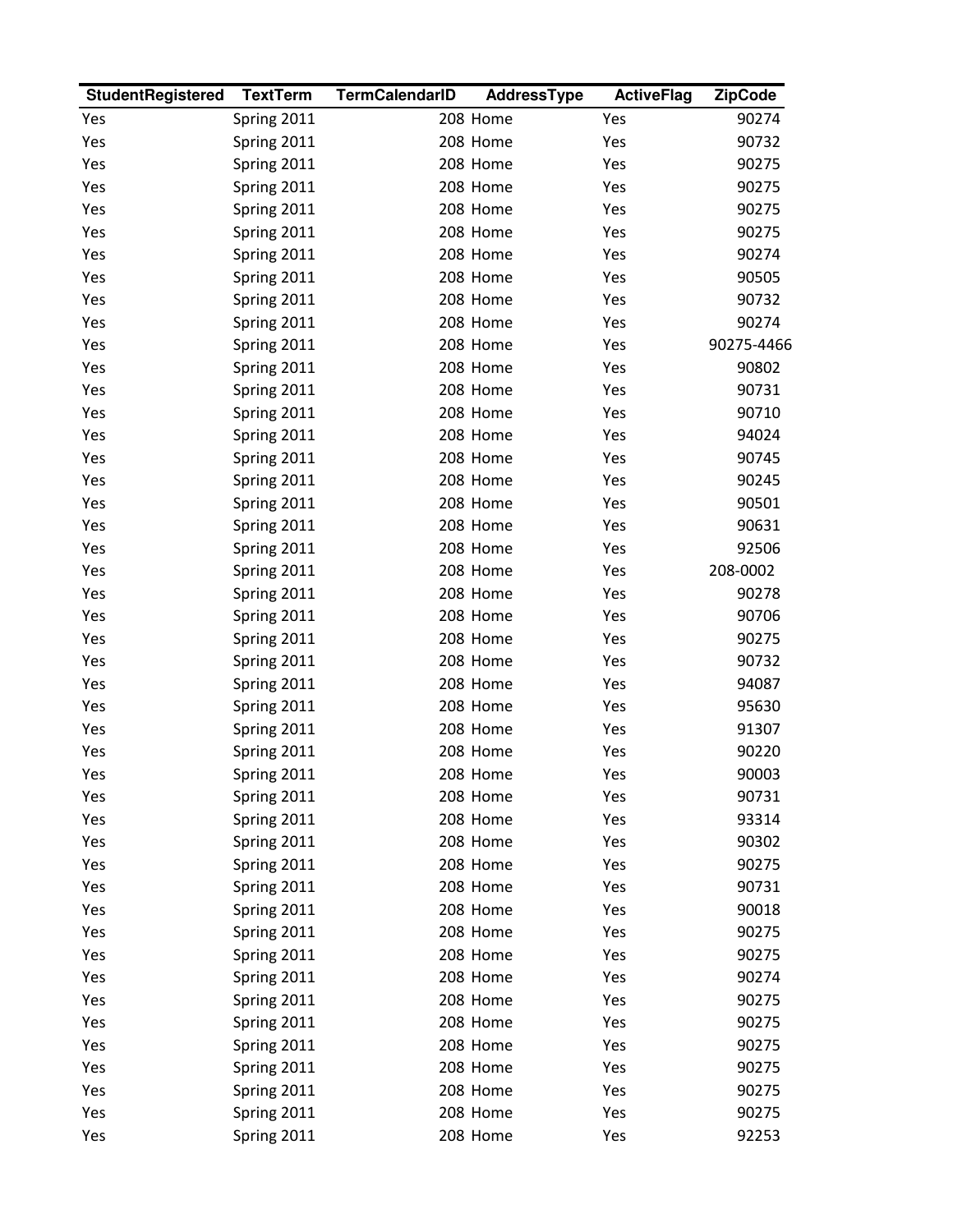| StudentRegistered | TextTerm | TermCalendarID | AddressType | ActiveFlag | ZipCode |
|---|---|---|---|---|---|
| Yes | Spring 2011 | 208 | Home | Yes | 90274 |
| Yes | Spring 2011 | 208 | Home | Yes | 90732 |
| Yes | Spring 2011 | 208 | Home | Yes | 90275 |
| Yes | Spring 2011 | 208 | Home | Yes | 90275 |
| Yes | Spring 2011 | 208 | Home | Yes | 90275 |
| Yes | Spring 2011 | 208 | Home | Yes | 90275 |
| Yes | Spring 2011 | 208 | Home | Yes | 90274 |
| Yes | Spring 2011 | 208 | Home | Yes | 90505 |
| Yes | Spring 2011 | 208 | Home | Yes | 90732 |
| Yes | Spring 2011 | 208 | Home | Yes | 90274 |
| Yes | Spring 2011 | 208 | Home | Yes | 90275-4466 |
| Yes | Spring 2011 | 208 | Home | Yes | 90802 |
| Yes | Spring 2011 | 208 | Home | Yes | 90731 |
| Yes | Spring 2011 | 208 | Home | Yes | 90710 |
| Yes | Spring 2011 | 208 | Home | Yes | 94024 |
| Yes | Spring 2011 | 208 | Home | Yes | 90745 |
| Yes | Spring 2011 | 208 | Home | Yes | 90245 |
| Yes | Spring 2011 | 208 | Home | Yes | 90501 |
| Yes | Spring 2011 | 208 | Home | Yes | 90631 |
| Yes | Spring 2011 | 208 | Home | Yes | 92506 |
| Yes | Spring 2011 | 208 | Home | Yes | 208-0002 |
| Yes | Spring 2011 | 208 | Home | Yes | 90278 |
| Yes | Spring 2011 | 208 | Home | Yes | 90706 |
| Yes | Spring 2011 | 208 | Home | Yes | 90275 |
| Yes | Spring 2011 | 208 | Home | Yes | 90732 |
| Yes | Spring 2011 | 208 | Home | Yes | 94087 |
| Yes | Spring 2011 | 208 | Home | Yes | 95630 |
| Yes | Spring 2011 | 208 | Home | Yes | 91307 |
| Yes | Spring 2011 | 208 | Home | Yes | 90220 |
| Yes | Spring 2011 | 208 | Home | Yes | 90003 |
| Yes | Spring 2011 | 208 | Home | Yes | 90731 |
| Yes | Spring 2011 | 208 | Home | Yes | 93314 |
| Yes | Spring 2011 | 208 | Home | Yes | 90302 |
| Yes | Spring 2011 | 208 | Home | Yes | 90275 |
| Yes | Spring 2011 | 208 | Home | Yes | 90731 |
| Yes | Spring 2011 | 208 | Home | Yes | 90018 |
| Yes | Spring 2011 | 208 | Home | Yes | 90275 |
| Yes | Spring 2011 | 208 | Home | Yes | 90275 |
| Yes | Spring 2011 | 208 | Home | Yes | 90274 |
| Yes | Spring 2011 | 208 | Home | Yes | 90275 |
| Yes | Spring 2011 | 208 | Home | Yes | 90275 |
| Yes | Spring 2011 | 208 | Home | Yes | 90275 |
| Yes | Spring 2011 | 208 | Home | Yes | 90275 |
| Yes | Spring 2011 | 208 | Home | Yes | 90275 |
| Yes | Spring 2011 | 208 | Home | Yes | 90275 |
| Yes | Spring 2011 | 208 | Home | Yes | 92253 |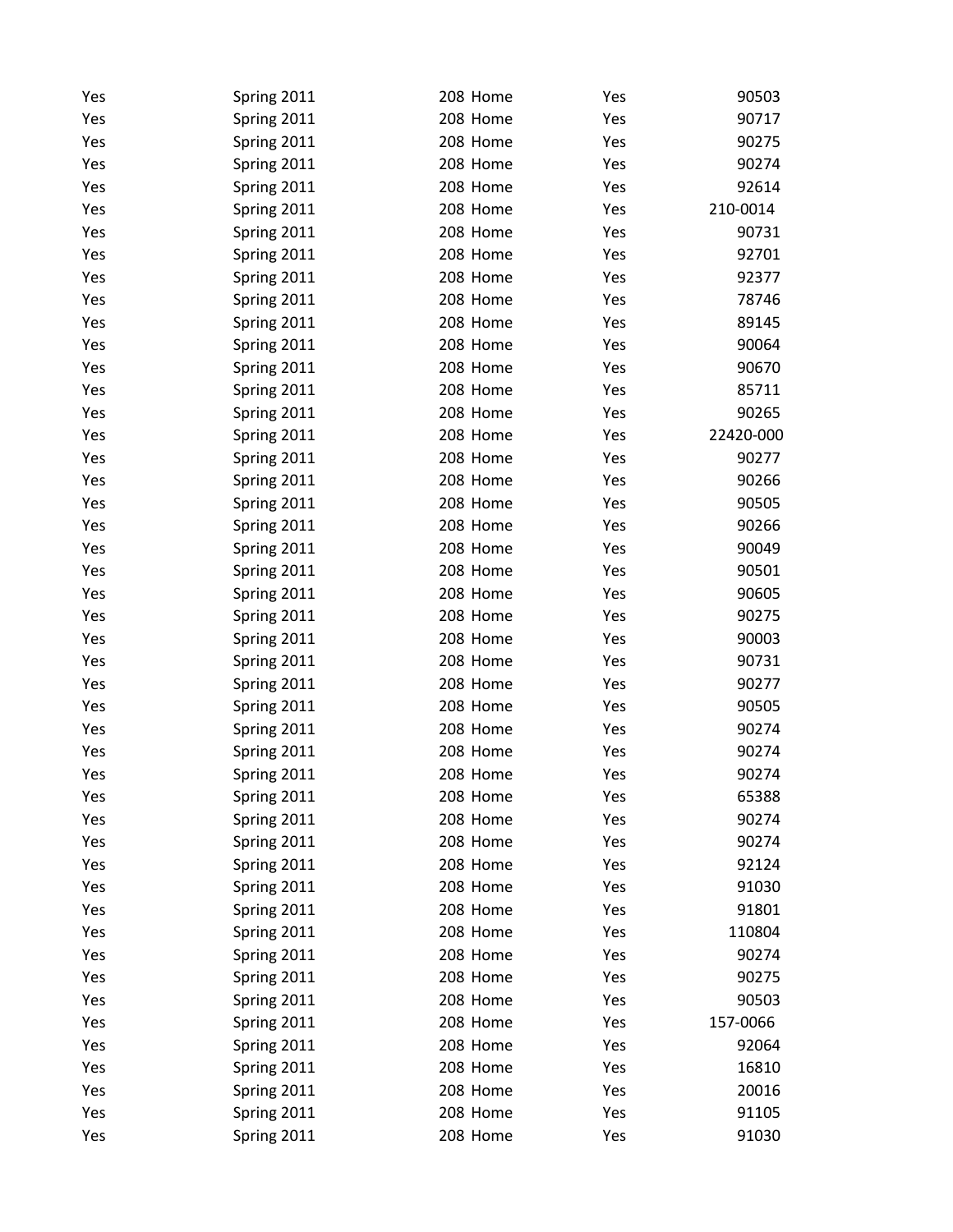| | | | | |
|---|---|---|---|---|
| Yes | Spring 2011 | 208 Home | Yes | 90503 |
| Yes | Spring 2011 | 208 Home | Yes | 90717 |
| Yes | Spring 2011 | 208 Home | Yes | 90275 |
| Yes | Spring 2011 | 208 Home | Yes | 90274 |
| Yes | Spring 2011 | 208 Home | Yes | 92614 |
| Yes | Spring 2011 | 208 Home | Yes | 210-0014 |
| Yes | Spring 2011 | 208 Home | Yes | 90731 |
| Yes | Spring 2011 | 208 Home | Yes | 92701 |
| Yes | Spring 2011 | 208 Home | Yes | 92377 |
| Yes | Spring 2011 | 208 Home | Yes | 78746 |
| Yes | Spring 2011 | 208 Home | Yes | 89145 |
| Yes | Spring 2011 | 208 Home | Yes | 90064 |
| Yes | Spring 2011 | 208 Home | Yes | 90670 |
| Yes | Spring 2011 | 208 Home | Yes | 85711 |
| Yes | Spring 2011 | 208 Home | Yes | 90265 |
| Yes | Spring 2011 | 208 Home | Yes | 22420-000 |
| Yes | Spring 2011 | 208 Home | Yes | 90277 |
| Yes | Spring 2011 | 208 Home | Yes | 90266 |
| Yes | Spring 2011 | 208 Home | Yes | 90505 |
| Yes | Spring 2011 | 208 Home | Yes | 90266 |
| Yes | Spring 2011 | 208 Home | Yes | 90049 |
| Yes | Spring 2011 | 208 Home | Yes | 90501 |
| Yes | Spring 2011 | 208 Home | Yes | 90605 |
| Yes | Spring 2011 | 208 Home | Yes | 90275 |
| Yes | Spring 2011 | 208 Home | Yes | 90003 |
| Yes | Spring 2011 | 208 Home | Yes | 90731 |
| Yes | Spring 2011 | 208 Home | Yes | 90277 |
| Yes | Spring 2011 | 208 Home | Yes | 90505 |
| Yes | Spring 2011 | 208 Home | Yes | 90274 |
| Yes | Spring 2011 | 208 Home | Yes | 90274 |
| Yes | Spring 2011 | 208 Home | Yes | 90274 |
| Yes | Spring 2011 | 208 Home | Yes | 65388 |
| Yes | Spring 2011 | 208 Home | Yes | 90274 |
| Yes | Spring 2011 | 208 Home | Yes | 90274 |
| Yes | Spring 2011 | 208 Home | Yes | 92124 |
| Yes | Spring 2011 | 208 Home | Yes | 91030 |
| Yes | Spring 2011 | 208 Home | Yes | 91801 |
| Yes | Spring 2011 | 208 Home | Yes | 110804 |
| Yes | Spring 2011 | 208 Home | Yes | 90274 |
| Yes | Spring 2011 | 208 Home | Yes | 90275 |
| Yes | Spring 2011 | 208 Home | Yes | 90503 |
| Yes | Spring 2011 | 208 Home | Yes | 157-0066 |
| Yes | Spring 2011 | 208 Home | Yes | 92064 |
| Yes | Spring 2011 | 208 Home | Yes | 16810 |
| Yes | Spring 2011 | 208 Home | Yes | 20016 |
| Yes | Spring 2011 | 208 Home | Yes | 91105 |
| Yes | Spring 2011 | 208 Home | Yes | 91030 |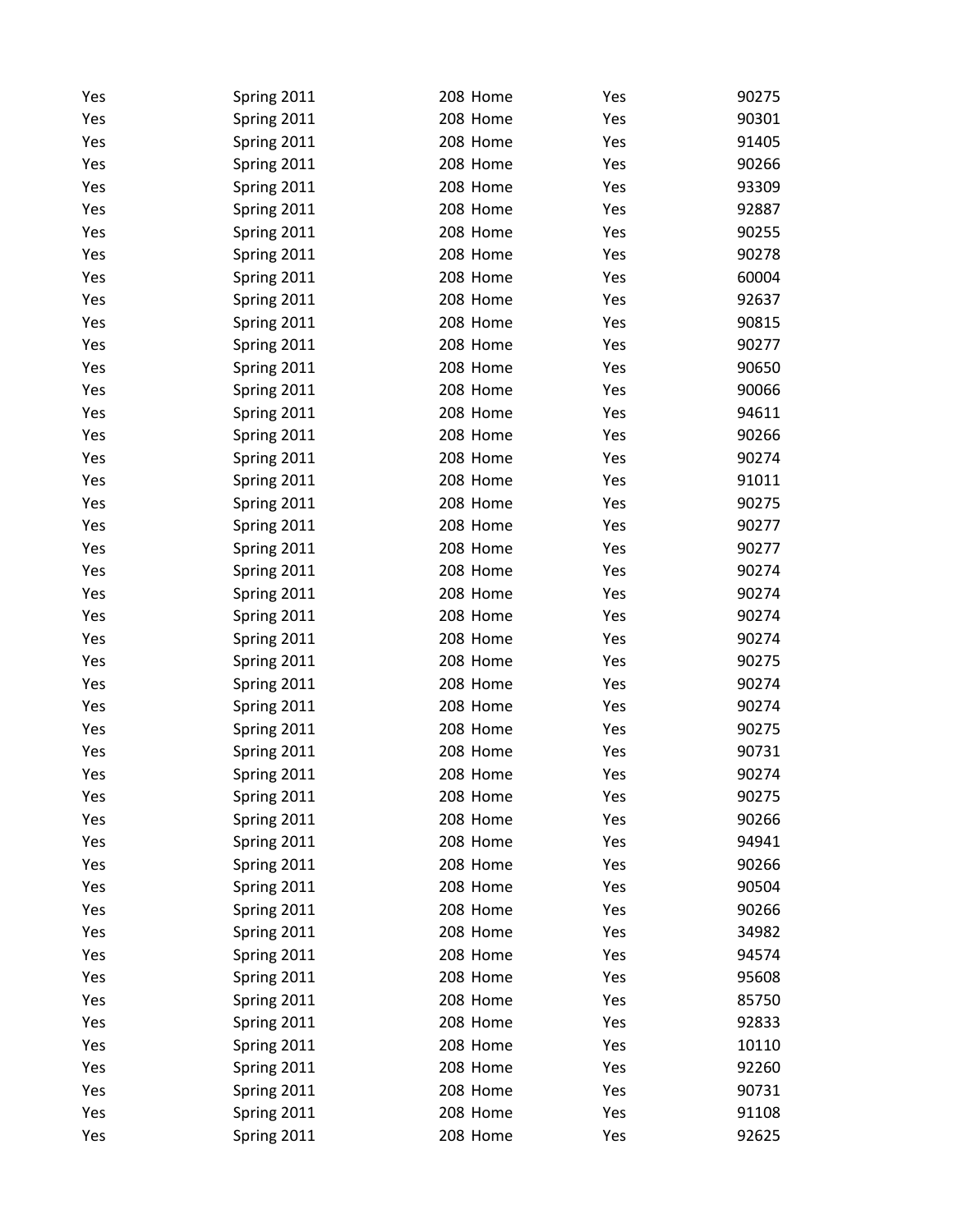| | | | | |
|---|---|---|---|---|
| Yes | Spring 2011 | 208 Home | Yes | 90275 |
| Yes | Spring 2011 | 208 Home | Yes | 90301 |
| Yes | Spring 2011 | 208 Home | Yes | 91405 |
| Yes | Spring 2011 | 208 Home | Yes | 90266 |
| Yes | Spring 2011 | 208 Home | Yes | 93309 |
| Yes | Spring 2011 | 208 Home | Yes | 92887 |
| Yes | Spring 2011 | 208 Home | Yes | 90255 |
| Yes | Spring 2011 | 208 Home | Yes | 90278 |
| Yes | Spring 2011 | 208 Home | Yes | 60004 |
| Yes | Spring 2011 | 208 Home | Yes | 92637 |
| Yes | Spring 2011 | 208 Home | Yes | 90815 |
| Yes | Spring 2011 | 208 Home | Yes | 90277 |
| Yes | Spring 2011 | 208 Home | Yes | 90650 |
| Yes | Spring 2011 | 208 Home | Yes | 90066 |
| Yes | Spring 2011 | 208 Home | Yes | 94611 |
| Yes | Spring 2011 | 208 Home | Yes | 90266 |
| Yes | Spring 2011 | 208 Home | Yes | 90274 |
| Yes | Spring 2011 | 208 Home | Yes | 91011 |
| Yes | Spring 2011 | 208 Home | Yes | 90275 |
| Yes | Spring 2011 | 208 Home | Yes | 90277 |
| Yes | Spring 2011 | 208 Home | Yes | 90277 |
| Yes | Spring 2011 | 208 Home | Yes | 90274 |
| Yes | Spring 2011 | 208 Home | Yes | 90274 |
| Yes | Spring 2011 | 208 Home | Yes | 90274 |
| Yes | Spring 2011 | 208 Home | Yes | 90274 |
| Yes | Spring 2011 | 208 Home | Yes | 90275 |
| Yes | Spring 2011 | 208 Home | Yes | 90274 |
| Yes | Spring 2011 | 208 Home | Yes | 90274 |
| Yes | Spring 2011 | 208 Home | Yes | 90275 |
| Yes | Spring 2011 | 208 Home | Yes | 90731 |
| Yes | Spring 2011 | 208 Home | Yes | 90274 |
| Yes | Spring 2011 | 208 Home | Yes | 90275 |
| Yes | Spring 2011 | 208 Home | Yes | 90266 |
| Yes | Spring 2011 | 208 Home | Yes | 94941 |
| Yes | Spring 2011 | 208 Home | Yes | 90266 |
| Yes | Spring 2011 | 208 Home | Yes | 90504 |
| Yes | Spring 2011 | 208 Home | Yes | 90266 |
| Yes | Spring 2011 | 208 Home | Yes | 34982 |
| Yes | Spring 2011 | 208 Home | Yes | 94574 |
| Yes | Spring 2011 | 208 Home | Yes | 95608 |
| Yes | Spring 2011 | 208 Home | Yes | 85750 |
| Yes | Spring 2011 | 208 Home | Yes | 92833 |
| Yes | Spring 2011 | 208 Home | Yes | 10110 |
| Yes | Spring 2011 | 208 Home | Yes | 92260 |
| Yes | Spring 2011 | 208 Home | Yes | 90731 |
| Yes | Spring 2011 | 208 Home | Yes | 91108 |
| Yes | Spring 2011 | 208 Home | Yes | 92625 |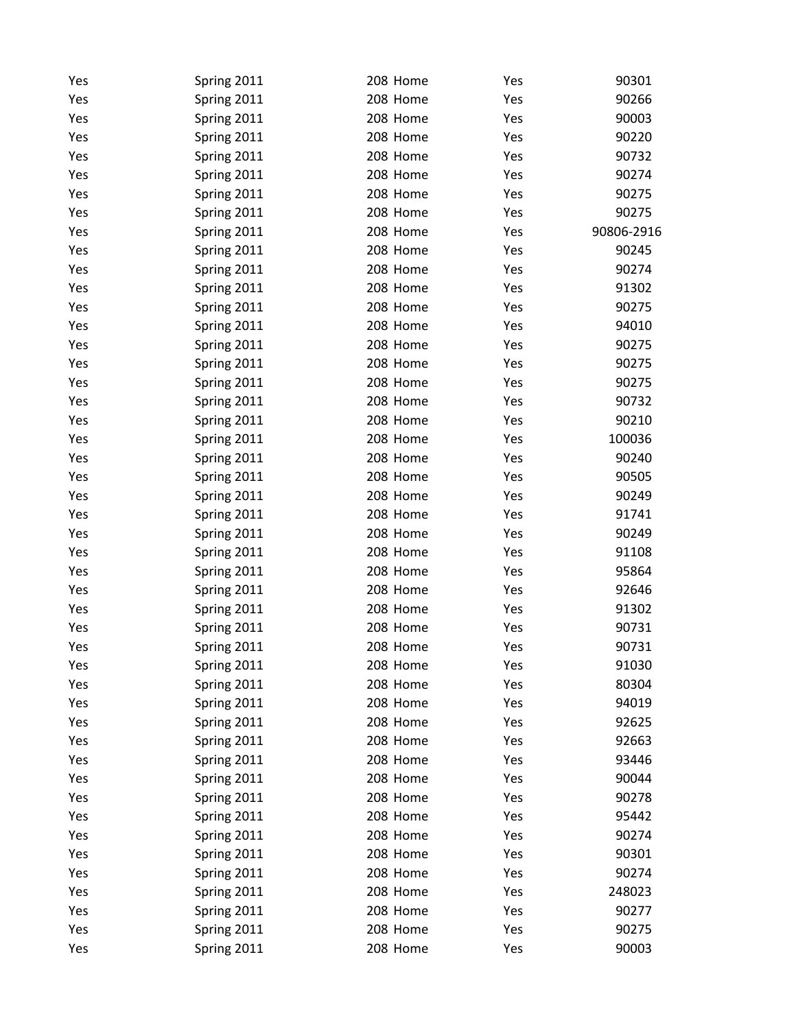| | | | | |
|---|---|---|---|---|
| Yes | Spring 2011 | 208 Home | Yes | 90301 |
| Yes | Spring 2011 | 208 Home | Yes | 90266 |
| Yes | Spring 2011 | 208 Home | Yes | 90003 |
| Yes | Spring 2011 | 208 Home | Yes | 90220 |
| Yes | Spring 2011 | 208 Home | Yes | 90732 |
| Yes | Spring 2011 | 208 Home | Yes | 90274 |
| Yes | Spring 2011 | 208 Home | Yes | 90275 |
| Yes | Spring 2011 | 208 Home | Yes | 90275 |
| Yes | Spring 2011 | 208 Home | Yes | 90806-2916 |
| Yes | Spring 2011 | 208 Home | Yes | 90245 |
| Yes | Spring 2011 | 208 Home | Yes | 90274 |
| Yes | Spring 2011 | 208 Home | Yes | 91302 |
| Yes | Spring 2011 | 208 Home | Yes | 90275 |
| Yes | Spring 2011 | 208 Home | Yes | 94010 |
| Yes | Spring 2011 | 208 Home | Yes | 90275 |
| Yes | Spring 2011 | 208 Home | Yes | 90275 |
| Yes | Spring 2011 | 208 Home | Yes | 90275 |
| Yes | Spring 2011 | 208 Home | Yes | 90732 |
| Yes | Spring 2011 | 208 Home | Yes | 90210 |
| Yes | Spring 2011 | 208 Home | Yes | 100036 |
| Yes | Spring 2011 | 208 Home | Yes | 90240 |
| Yes | Spring 2011 | 208 Home | Yes | 90505 |
| Yes | Spring 2011 | 208 Home | Yes | 90249 |
| Yes | Spring 2011 | 208 Home | Yes | 91741 |
| Yes | Spring 2011 | 208 Home | Yes | 90249 |
| Yes | Spring 2011 | 208 Home | Yes | 91108 |
| Yes | Spring 2011 | 208 Home | Yes | 95864 |
| Yes | Spring 2011 | 208 Home | Yes | 92646 |
| Yes | Spring 2011 | 208 Home | Yes | 91302 |
| Yes | Spring 2011 | 208 Home | Yes | 90731 |
| Yes | Spring 2011 | 208 Home | Yes | 90731 |
| Yes | Spring 2011 | 208 Home | Yes | 91030 |
| Yes | Spring 2011 | 208 Home | Yes | 80304 |
| Yes | Spring 2011 | 208 Home | Yes | 94019 |
| Yes | Spring 2011 | 208 Home | Yes | 92625 |
| Yes | Spring 2011 | 208 Home | Yes | 92663 |
| Yes | Spring 2011 | 208 Home | Yes | 93446 |
| Yes | Spring 2011 | 208 Home | Yes | 90044 |
| Yes | Spring 2011 | 208 Home | Yes | 90278 |
| Yes | Spring 2011 | 208 Home | Yes | 95442 |
| Yes | Spring 2011 | 208 Home | Yes | 90274 |
| Yes | Spring 2011 | 208 Home | Yes | 90301 |
| Yes | Spring 2011 | 208 Home | Yes | 90274 |
| Yes | Spring 2011 | 208 Home | Yes | 248023 |
| Yes | Spring 2011 | 208 Home | Yes | 90277 |
| Yes | Spring 2011 | 208 Home | Yes | 90275 |
| Yes | Spring 2011 | 208 Home | Yes | 90003 |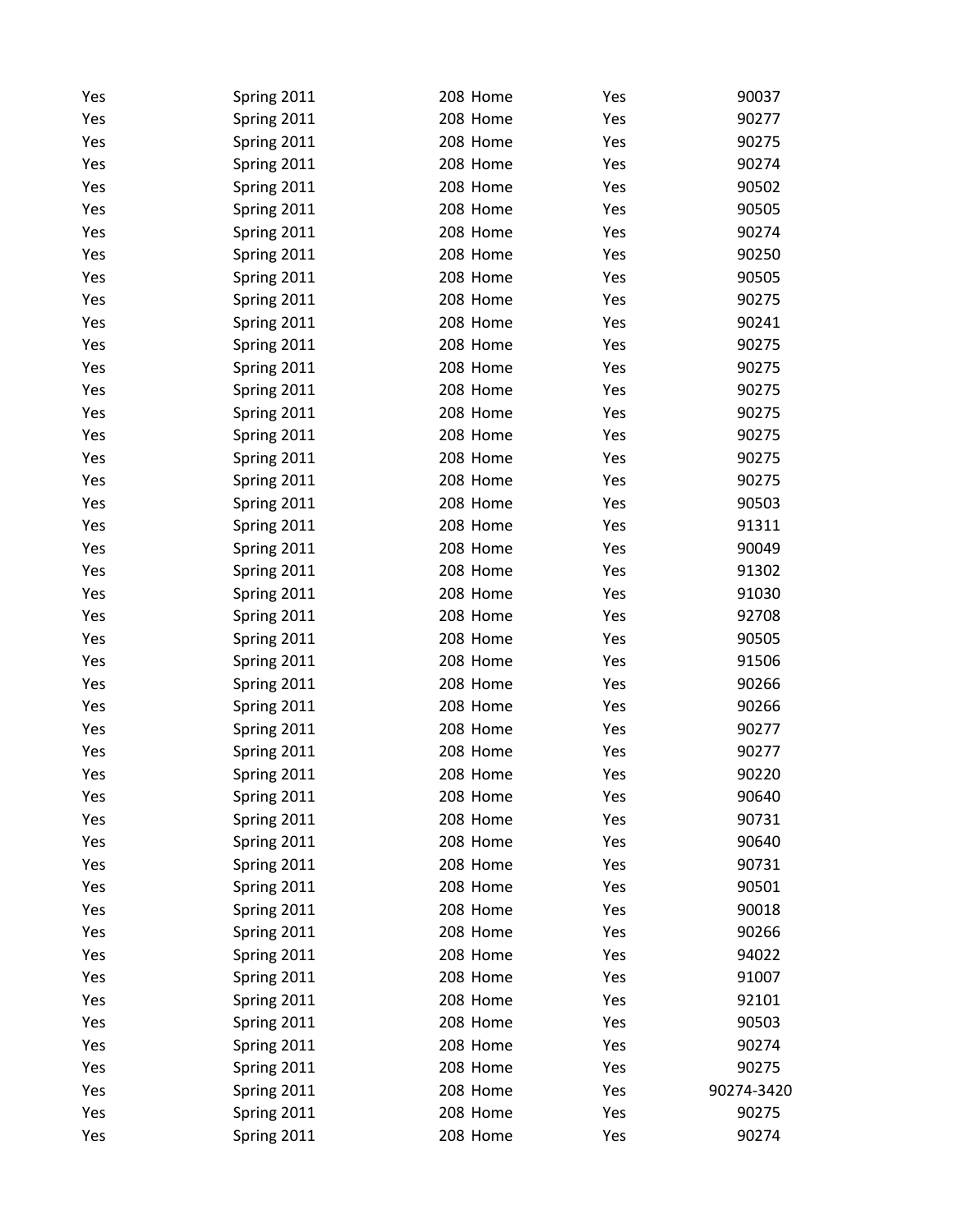| | | | | |
|---|---|---|---|---|
| Yes | Spring 2011 | 208 Home | Yes | 90037 |
| Yes | Spring 2011 | 208 Home | Yes | 90277 |
| Yes | Spring 2011 | 208 Home | Yes | 90275 |
| Yes | Spring 2011 | 208 Home | Yes | 90274 |
| Yes | Spring 2011 | 208 Home | Yes | 90502 |
| Yes | Spring 2011 | 208 Home | Yes | 90505 |
| Yes | Spring 2011 | 208 Home | Yes | 90274 |
| Yes | Spring 2011 | 208 Home | Yes | 90250 |
| Yes | Spring 2011 | 208 Home | Yes | 90505 |
| Yes | Spring 2011 | 208 Home | Yes | 90275 |
| Yes | Spring 2011 | 208 Home | Yes | 90241 |
| Yes | Spring 2011 | 208 Home | Yes | 90275 |
| Yes | Spring 2011 | 208 Home | Yes | 90275 |
| Yes | Spring 2011 | 208 Home | Yes | 90275 |
| Yes | Spring 2011 | 208 Home | Yes | 90275 |
| Yes | Spring 2011 | 208 Home | Yes | 90275 |
| Yes | Spring 2011 | 208 Home | Yes | 90275 |
| Yes | Spring 2011 | 208 Home | Yes | 90275 |
| Yes | Spring 2011 | 208 Home | Yes | 90503 |
| Yes | Spring 2011 | 208 Home | Yes | 91311 |
| Yes | Spring 2011 | 208 Home | Yes | 90049 |
| Yes | Spring 2011 | 208 Home | Yes | 91302 |
| Yes | Spring 2011 | 208 Home | Yes | 91030 |
| Yes | Spring 2011 | 208 Home | Yes | 92708 |
| Yes | Spring 2011 | 208 Home | Yes | 90505 |
| Yes | Spring 2011 | 208 Home | Yes | 91506 |
| Yes | Spring 2011 | 208 Home | Yes | 90266 |
| Yes | Spring 2011 | 208 Home | Yes | 90266 |
| Yes | Spring 2011 | 208 Home | Yes | 90277 |
| Yes | Spring 2011 | 208 Home | Yes | 90277 |
| Yes | Spring 2011 | 208 Home | Yes | 90220 |
| Yes | Spring 2011 | 208 Home | Yes | 90640 |
| Yes | Spring 2011 | 208 Home | Yes | 90731 |
| Yes | Spring 2011 | 208 Home | Yes | 90640 |
| Yes | Spring 2011 | 208 Home | Yes | 90731 |
| Yes | Spring 2011 | 208 Home | Yes | 90501 |
| Yes | Spring 2011 | 208 Home | Yes | 90018 |
| Yes | Spring 2011 | 208 Home | Yes | 90266 |
| Yes | Spring 2011 | 208 Home | Yes | 94022 |
| Yes | Spring 2011 | 208 Home | Yes | 91007 |
| Yes | Spring 2011 | 208 Home | Yes | 92101 |
| Yes | Spring 2011 | 208 Home | Yes | 90503 |
| Yes | Spring 2011 | 208 Home | Yes | 90274 |
| Yes | Spring 2011 | 208 Home | Yes | 90275 |
| Yes | Spring 2011 | 208 Home | Yes | 90274-3420 |
| Yes | Spring 2011 | 208 Home | Yes | 90275 |
| Yes | Spring 2011 | 208 Home | Yes | 90274 |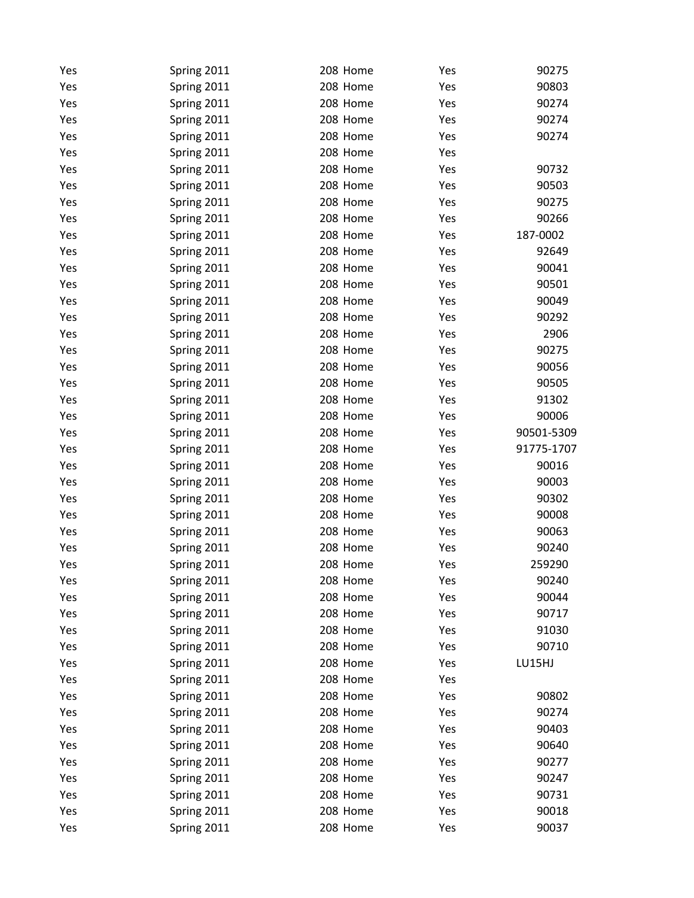| | | | | |
|---|---|---|---|---|
| Yes | Spring 2011 | 208 Home | Yes | 90275 |
| Yes | Spring 2011 | 208 Home | Yes | 90803 |
| Yes | Spring 2011 | 208 Home | Yes | 90274 |
| Yes | Spring 2011 | 208 Home | Yes | 90274 |
| Yes | Spring 2011 | 208 Home | Yes | 90274 |
| Yes | Spring 2011 | 208 Home | Yes | |
| Yes | Spring 2011 | 208 Home | Yes | 90732 |
| Yes | Spring 2011 | 208 Home | Yes | 90503 |
| Yes | Spring 2011 | 208 Home | Yes | 90275 |
| Yes | Spring 2011 | 208 Home | Yes | 90266 |
| Yes | Spring 2011 | 208 Home | Yes | 187-0002 |
| Yes | Spring 2011 | 208 Home | Yes | 92649 |
| Yes | Spring 2011 | 208 Home | Yes | 90041 |
| Yes | Spring 2011 | 208 Home | Yes | 90501 |
| Yes | Spring 2011 | 208 Home | Yes | 90049 |
| Yes | Spring 2011 | 208 Home | Yes | 90292 |
| Yes | Spring 2011 | 208 Home | Yes | 2906 |
| Yes | Spring 2011 | 208 Home | Yes | 90275 |
| Yes | Spring 2011 | 208 Home | Yes | 90056 |
| Yes | Spring 2011 | 208 Home | Yes | 90505 |
| Yes | Spring 2011 | 208 Home | Yes | 91302 |
| Yes | Spring 2011 | 208 Home | Yes | 90006 |
| Yes | Spring 2011 | 208 Home | Yes | 90501-5309 |
| Yes | Spring 2011 | 208 Home | Yes | 91775-1707 |
| Yes | Spring 2011 | 208 Home | Yes | 90016 |
| Yes | Spring 2011 | 208 Home | Yes | 90003 |
| Yes | Spring 2011 | 208 Home | Yes | 90302 |
| Yes | Spring 2011 | 208 Home | Yes | 90008 |
| Yes | Spring 2011 | 208 Home | Yes | 90063 |
| Yes | Spring 2011 | 208 Home | Yes | 90240 |
| Yes | Spring 2011 | 208 Home | Yes | 259290 |
| Yes | Spring 2011 | 208 Home | Yes | 90240 |
| Yes | Spring 2011 | 208 Home | Yes | 90044 |
| Yes | Spring 2011 | 208 Home | Yes | 90717 |
| Yes | Spring 2011 | 208 Home | Yes | 91030 |
| Yes | Spring 2011 | 208 Home | Yes | 90710 |
| Yes | Spring 2011 | 208 Home | Yes | LU15HJ |
| Yes | Spring 2011 | 208 Home | Yes | |
| Yes | Spring 2011 | 208 Home | Yes | 90802 |
| Yes | Spring 2011 | 208 Home | Yes | 90274 |
| Yes | Spring 2011 | 208 Home | Yes | 90403 |
| Yes | Spring 2011 | 208 Home | Yes | 90640 |
| Yes | Spring 2011 | 208 Home | Yes | 90277 |
| Yes | Spring 2011 | 208 Home | Yes | 90247 |
| Yes | Spring 2011 | 208 Home | Yes | 90731 |
| Yes | Spring 2011 | 208 Home | Yes | 90018 |
| Yes | Spring 2011 | 208 Home | Yes | 90037 |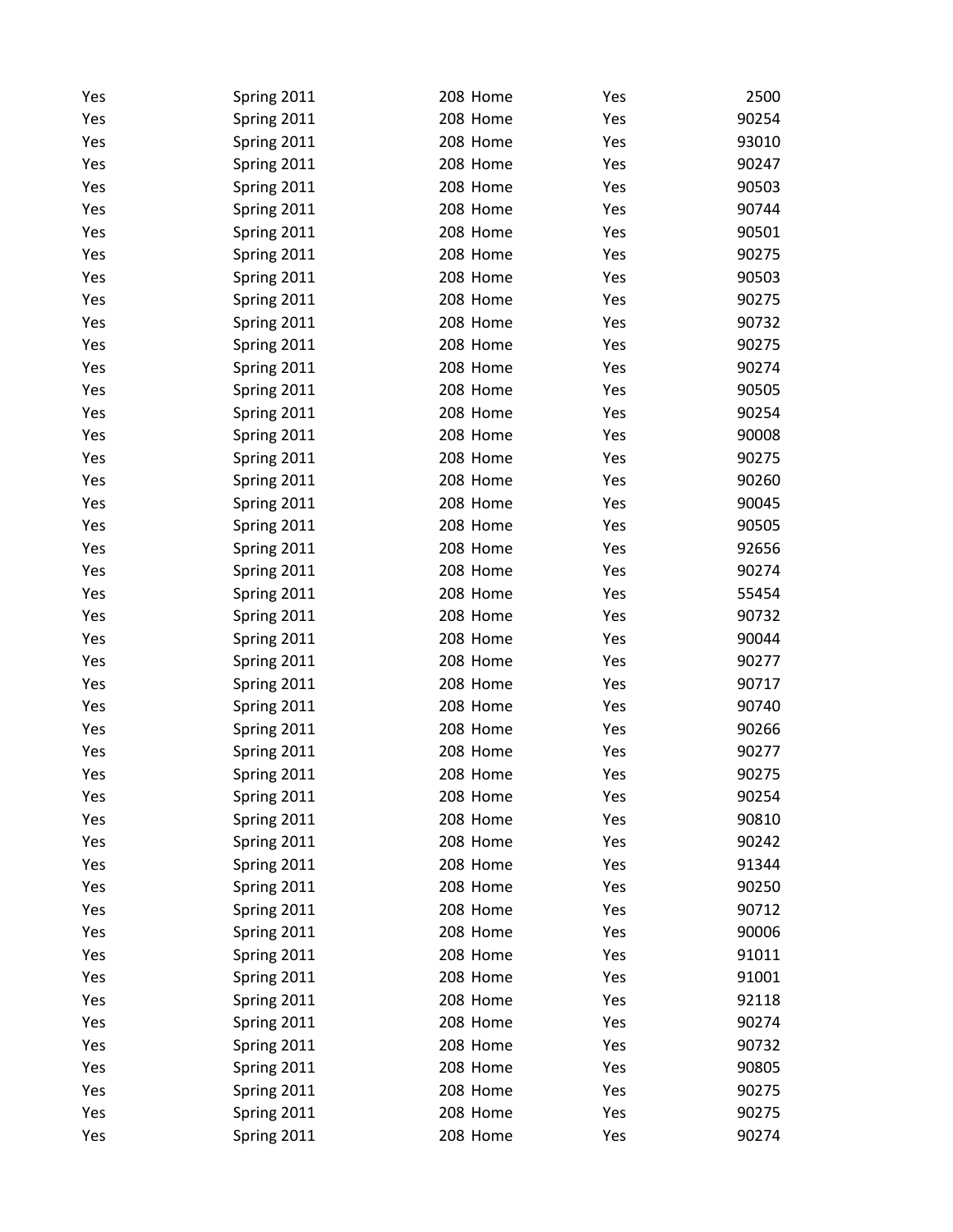| | | | | |
|---|---|---|---|---|
| Yes | Spring 2011 | 208 Home | Yes | 2500 |
| Yes | Spring 2011 | 208 Home | Yes | 90254 |
| Yes | Spring 2011 | 208 Home | Yes | 93010 |
| Yes | Spring 2011 | 208 Home | Yes | 90247 |
| Yes | Spring 2011 | 208 Home | Yes | 90503 |
| Yes | Spring 2011 | 208 Home | Yes | 90744 |
| Yes | Spring 2011 | 208 Home | Yes | 90501 |
| Yes | Spring 2011 | 208 Home | Yes | 90275 |
| Yes | Spring 2011 | 208 Home | Yes | 90503 |
| Yes | Spring 2011 | 208 Home | Yes | 90275 |
| Yes | Spring 2011 | 208 Home | Yes | 90732 |
| Yes | Spring 2011 | 208 Home | Yes | 90275 |
| Yes | Spring 2011 | 208 Home | Yes | 90274 |
| Yes | Spring 2011 | 208 Home | Yes | 90505 |
| Yes | Spring 2011 | 208 Home | Yes | 90254 |
| Yes | Spring 2011 | 208 Home | Yes | 90008 |
| Yes | Spring 2011 | 208 Home | Yes | 90275 |
| Yes | Spring 2011 | 208 Home | Yes | 90260 |
| Yes | Spring 2011 | 208 Home | Yes | 90045 |
| Yes | Spring 2011 | 208 Home | Yes | 90505 |
| Yes | Spring 2011 | 208 Home | Yes | 92656 |
| Yes | Spring 2011 | 208 Home | Yes | 90274 |
| Yes | Spring 2011 | 208 Home | Yes | 55454 |
| Yes | Spring 2011 | 208 Home | Yes | 90732 |
| Yes | Spring 2011 | 208 Home | Yes | 90044 |
| Yes | Spring 2011 | 208 Home | Yes | 90277 |
| Yes | Spring 2011 | 208 Home | Yes | 90717 |
| Yes | Spring 2011 | 208 Home | Yes | 90740 |
| Yes | Spring 2011 | 208 Home | Yes | 90266 |
| Yes | Spring 2011 | 208 Home | Yes | 90277 |
| Yes | Spring 2011 | 208 Home | Yes | 90275 |
| Yes | Spring 2011 | 208 Home | Yes | 90254 |
| Yes | Spring 2011 | 208 Home | Yes | 90810 |
| Yes | Spring 2011 | 208 Home | Yes | 90242 |
| Yes | Spring 2011 | 208 Home | Yes | 91344 |
| Yes | Spring 2011 | 208 Home | Yes | 90250 |
| Yes | Spring 2011 | 208 Home | Yes | 90712 |
| Yes | Spring 2011 | 208 Home | Yes | 90006 |
| Yes | Spring 2011 | 208 Home | Yes | 91011 |
| Yes | Spring 2011 | 208 Home | Yes | 91001 |
| Yes | Spring 2011 | 208 Home | Yes | 92118 |
| Yes | Spring 2011 | 208 Home | Yes | 90274 |
| Yes | Spring 2011 | 208 Home | Yes | 90732 |
| Yes | Spring 2011 | 208 Home | Yes | 90805 |
| Yes | Spring 2011 | 208 Home | Yes | 90275 |
| Yes | Spring 2011 | 208 Home | Yes | 90275 |
| Yes | Spring 2011 | 208 Home | Yes | 90274 |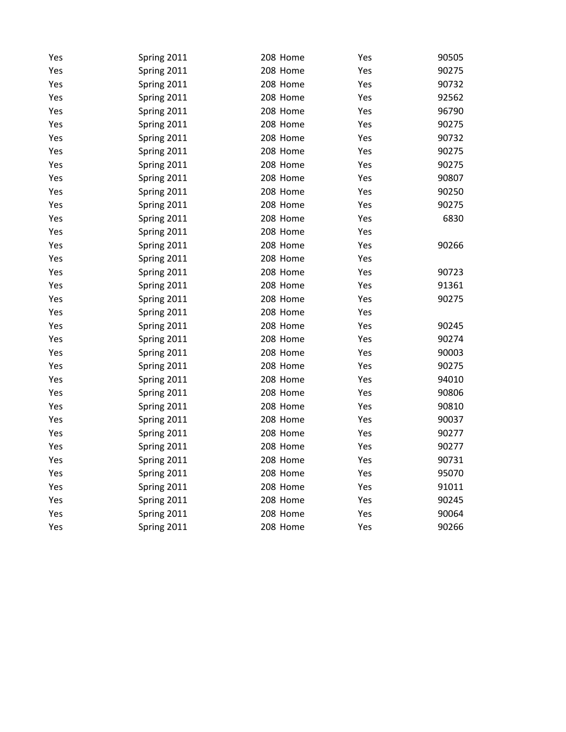| | | | | |
|---|---|---|---|---|
| Yes | Spring 2011 | 208 Home | Yes | 90505 |
| Yes | Spring 2011 | 208 Home | Yes | 90275 |
| Yes | Spring 2011 | 208 Home | Yes | 90732 |
| Yes | Spring 2011 | 208 Home | Yes | 92562 |
| Yes | Spring 2011 | 208 Home | Yes | 96790 |
| Yes | Spring 2011 | 208 Home | Yes | 90275 |
| Yes | Spring 2011 | 208 Home | Yes | 90732 |
| Yes | Spring 2011 | 208 Home | Yes | 90275 |
| Yes | Spring 2011 | 208 Home | Yes | 90275 |
| Yes | Spring 2011 | 208 Home | Yes | 90807 |
| Yes | Spring 2011 | 208 Home | Yes | 90250 |
| Yes | Spring 2011 | 208 Home | Yes | 90275 |
| Yes | Spring 2011 | 208 Home | Yes | 6830 |
| Yes | Spring 2011 | 208 Home | Yes | |
| Yes | Spring 2011 | 208 Home | Yes | 90266 |
| Yes | Spring 2011 | 208 Home | Yes | |
| Yes | Spring 2011 | 208 Home | Yes | 90723 |
| Yes | Spring 2011 | 208 Home | Yes | 91361 |
| Yes | Spring 2011 | 208 Home | Yes | 90275 |
| Yes | Spring 2011 | 208 Home | Yes | |
| Yes | Spring 2011 | 208 Home | Yes | 90245 |
| Yes | Spring 2011 | 208 Home | Yes | 90274 |
| Yes | Spring 2011 | 208 Home | Yes | 90003 |
| Yes | Spring 2011 | 208 Home | Yes | 90275 |
| Yes | Spring 2011 | 208 Home | Yes | 94010 |
| Yes | Spring 2011 | 208 Home | Yes | 90806 |
| Yes | Spring 2011 | 208 Home | Yes | 90810 |
| Yes | Spring 2011 | 208 Home | Yes | 90037 |
| Yes | Spring 2011 | 208 Home | Yes | 90277 |
| Yes | Spring 2011 | 208 Home | Yes | 90277 |
| Yes | Spring 2011 | 208 Home | Yes | 90731 |
| Yes | Spring 2011 | 208 Home | Yes | 95070 |
| Yes | Spring 2011 | 208 Home | Yes | 91011 |
| Yes | Spring 2011 | 208 Home | Yes | 90245 |
| Yes | Spring 2011 | 208 Home | Yes | 90064 |
| Yes | Spring 2011 | 208 Home | Yes | 90266 |